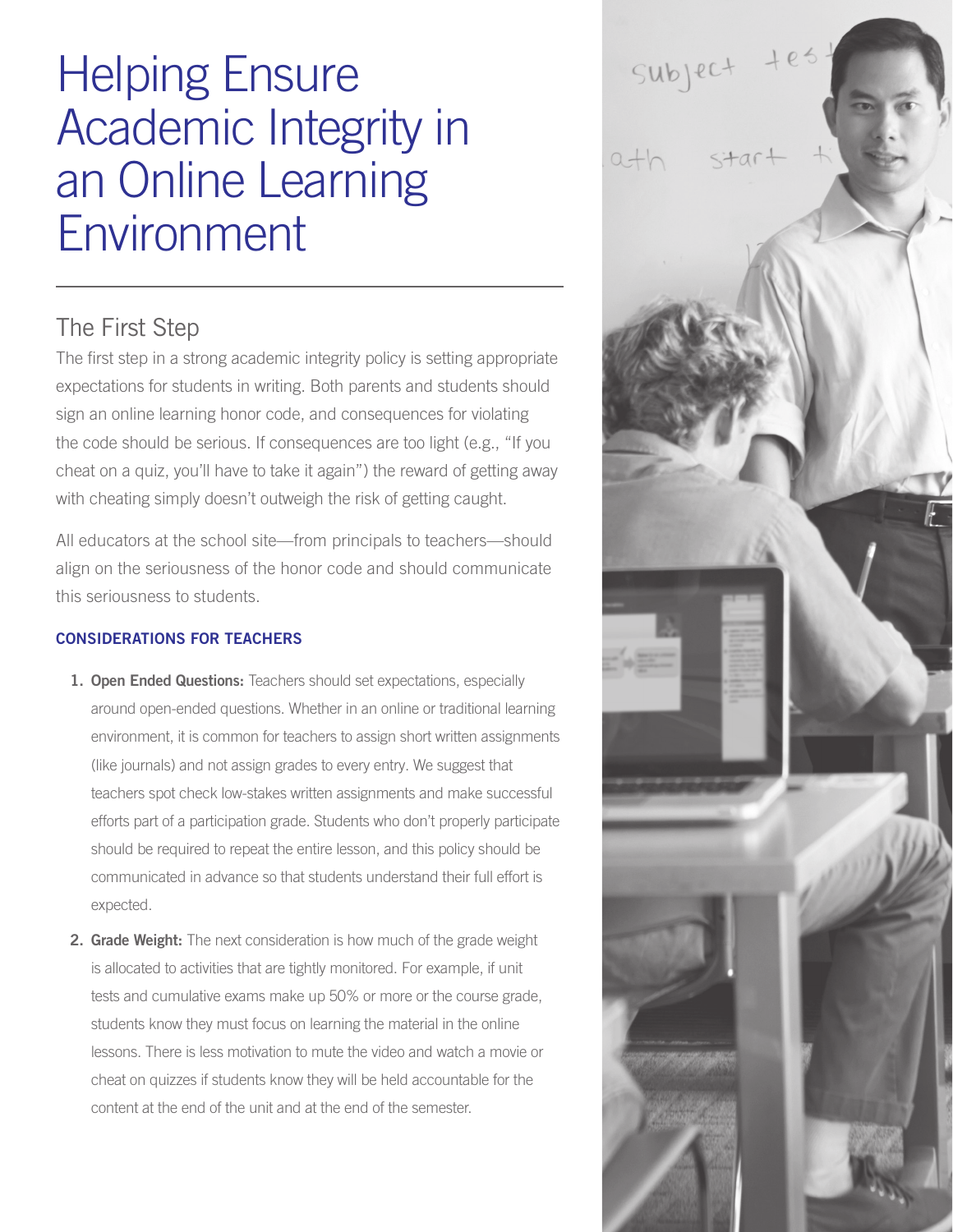# Helping Ensure Academic Integrity in an Online Learning Environment

## The First Step

The first step in a strong academic integrity policy is setting appropriate expectations for students in writing. Both parents and students should sign an online learning honor code, and consequences for violating the code should be serious. If consequences are too light (e.g., "If you cheat on a quiz, you'll have to take it again") the reward of getting away with cheating simply doesn't outweigh the risk of getting caught.

All educators at the school site—from principals to teachers—should align on the seriousness of the honor code and should communicate this seriousness to students.

### CONSIDERATIONS FOR TEACHERS

1. **Open Ended Questions:** Teachers should set expectations, especially around open-ended questions. Whether in an online or traditional learning environment, it is common for teachers to assign short written assignments (like journals) and not assign grades to every entry. We suggest that teachers spot check low-stakes written assignments and make successful efforts part of a participation grade. Students who don't properly participate should be required to repeat the entire lesson, and this policy should be communicated in advance so that students understand their full effort is expected.

2. **Grade Weight:** The next consideration is how much of the grade weight is allocated to activities that are tightly monitored. For example, if unit tests and cumulative exams make up 50% or more or the course grade, students know they must focus on learning the material in the online lessons. There is less motivation to mute the video and watch a movie or cheat on quizzes if students know they will be held accountable for the content at the end of the unit and at the end of the semester.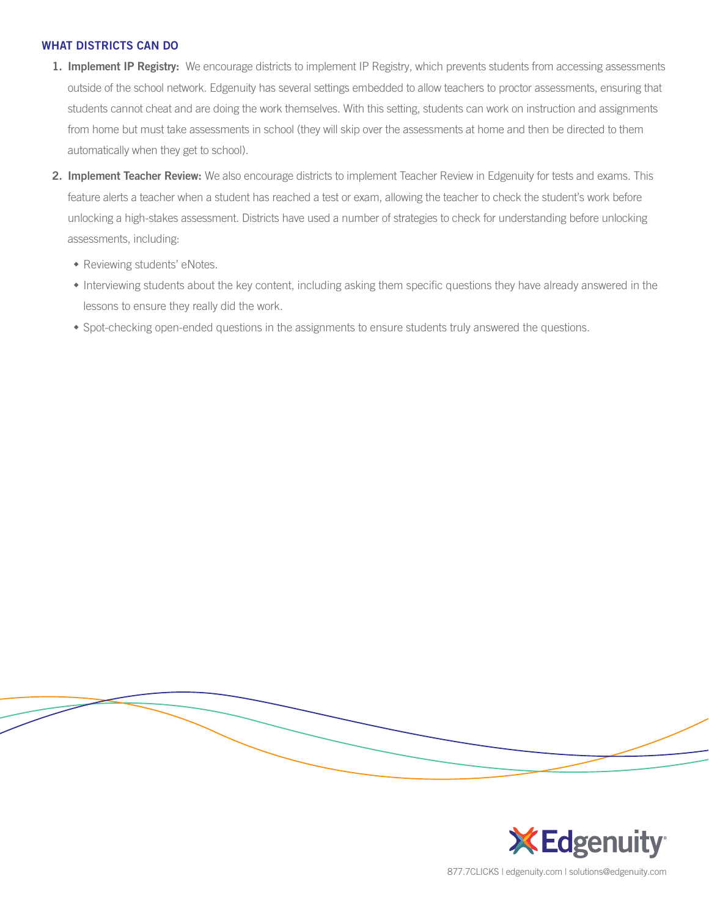## WHAT DISTRICTS CAN DO

1. **Implement IP Registry:** We encourage districts to implement IP Registry, which prevents students from accessing assessments outside of the school network. Edgenuity has several settings embedded to allow teachers to proctor assessments, ensuring that students cannot cheat and are doing the work themselves. With this setting, students can work on instruction and assignments from home but must take assessments in school (they will skip over the assessments at home and then be directed to them automatically when they get to school).

2. **Implement Teacher Review:** We also encourage districts to implement Teacher Review in Edgenuity for tests and exams. This feature alerts a teacher when a student has reached a test or exam, allowing the teacher to check the student's work before unlocking a high-stakes assessment. Districts have used a number of strategies to check for understanding before unlocking assessments, including:
   - Reviewing students' eNotes.
   - Interviewing students about the key content, including asking them specific questions they have already answered in the lessons to ensure they really did the work.
   - Spot-checking open-ended questions in the assignments to ensure students truly answered the questions.

Edgenuity

877.7CLICKS | edgenuity.com | solutions@edgenuity.com